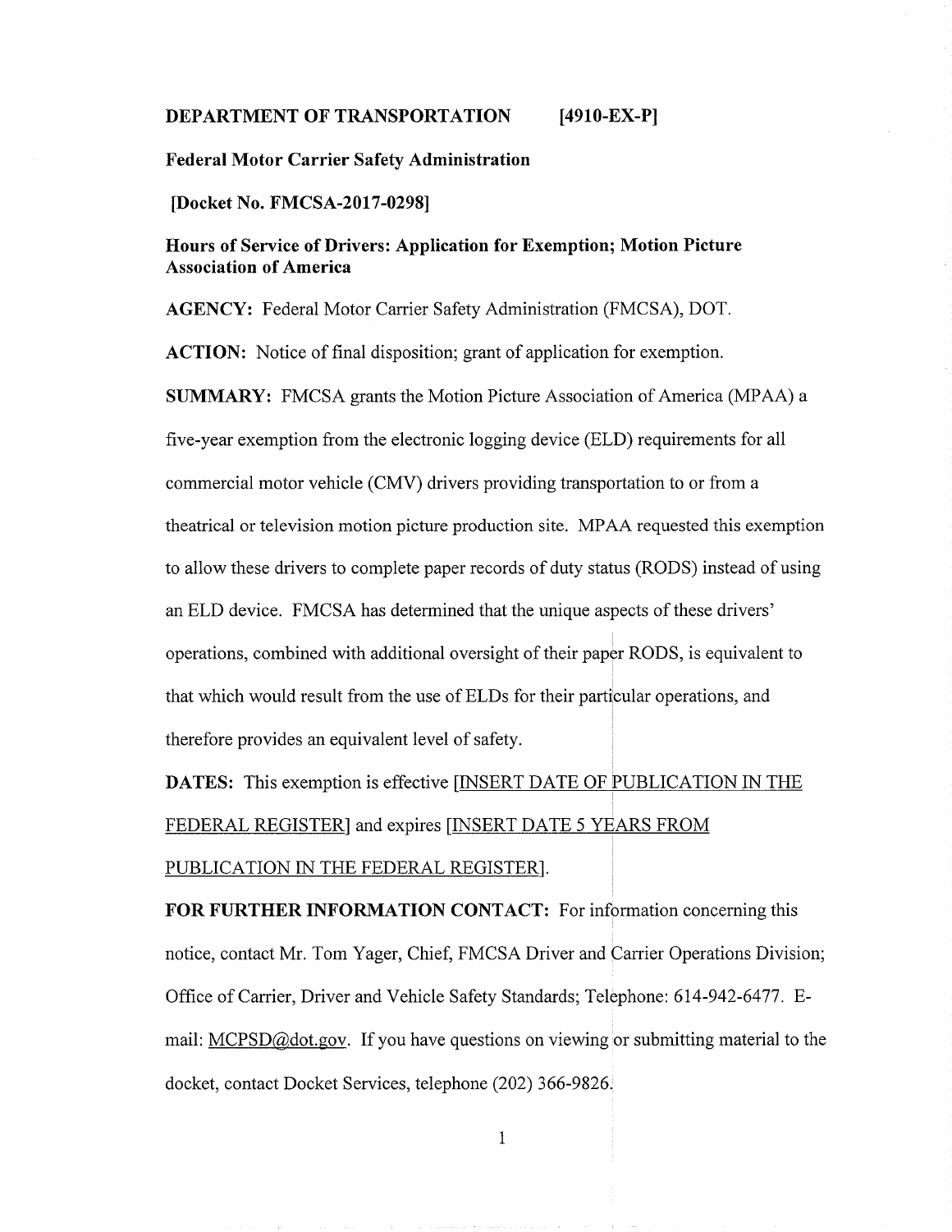**DEPARTMENT OF TRANSPORTATION [4910-EX-P]**

**Federal Motor Carrier Safety Administration**

**[Docket No. FMCSA-2017-0298]**

**Hours of Service of Drivers: Application for Exemption; Motion Picture Association of America**

**AGENCY:** Federal Motor Carrier Safety Administration (FMCSA), DOT.

**ACTION:** Notice of final disposition; grant of application for exemption.

**SUMMARY:** FMCSA grants the Motion Picture Association of America (MPAA) a five-year exemption from the electronic logging device (ELD) requirements for all commercial motor vehicle (CMV) drivers providing transportation to or from a theatrical or television motion picture production site. MPAA requested this exemption to allow these drivers to complete paper records of duty status (RODS) instead of using an ELD device. FMCSA has determined that the unique aspects of these drivers' operations, combined with additional oversight of their paper RODS, is equivalent to that which would result from the use of ELDs for their particular operations, and therefore provides an equivalent level of safety.

**DATES:** This exemption is effective [INSERT DATE OF PUBLICATION IN THE FEDERAL REGISTER] and expires [INSERT DATE 5 YEARS FROM PUBLICATION IN THE FEDERAL REGISTER].

**FOR FURTHER INFORMATION CONTACT:** For information concerning this notice, contact Mr. Tom Yager, Chief, FMCSA Driver and Carrier Operations Division; Office of Carrier, Driver and Vehicle Safety Standards; Telephone: 614-942-6477. E-mail: MCPSD@dot.gov. If you have questions on viewing or submitting material to the docket, contact Docket Services, telephone (202) 366-9826.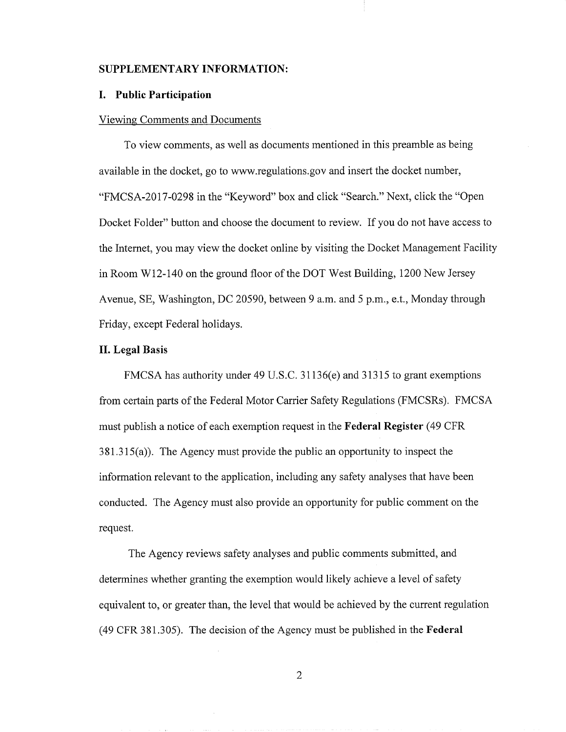## SUPPLEMENTARY INFORMATION:

### I. Public Participation

Viewing Comments and Documents

To view comments, as well as documents mentioned in this preamble as being available in the docket, go to www.regulations.gov and insert the docket number, "FMCSA-2017-0298 in the "Keyword" box and click "Search." Next, click the "Open Docket Folder" button and choose the document to review. If you do not have access to the Internet, you may view the docket online by visiting the Docket Management Facility in Room W12-140 on the ground floor of the DOT West Building, 1200 New Jersey Avenue, SE, Washington, DC 20590, between 9 a.m. and 5 p.m., e.t., Monday through Friday, except Federal holidays.

### II. Legal Basis

FMCSA has authority under 49 U.S.C. 31136(e) and 31315 to grant exemptions from certain parts of the Federal Motor Carrier Safety Regulations (FMCSRs). FMCSA must publish a notice of each exemption request in the **Federal Register** (49 CFR 381.315(a)). The Agency must provide the public an opportunity to inspect the information relevant to the application, including any safety analyses that have been conducted. The Agency must also provide an opportunity for public comment on the request.

The Agency reviews safety analyses and public comments submitted, and determines whether granting the exemption would likely achieve a level of safety equivalent to, or greater than, the level that would be achieved by the current regulation (49 CFR 381.305). The decision of the Agency must be published in the **Federal**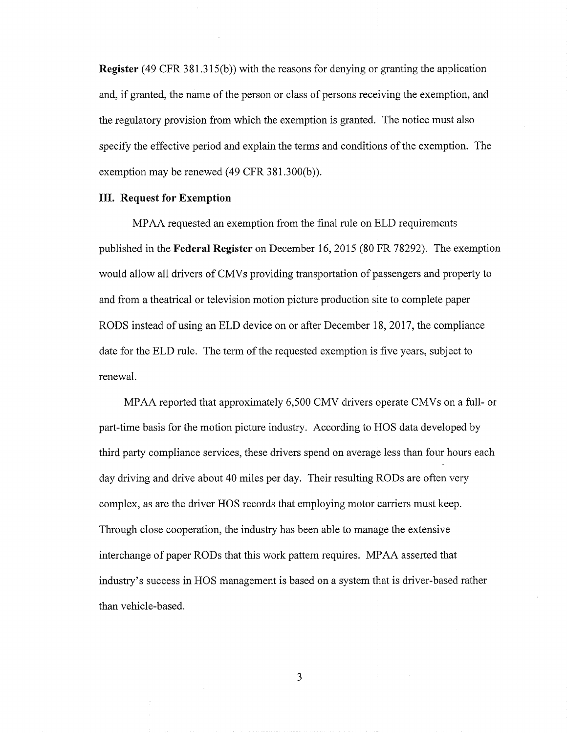**Register** (49 CFR 381.315(b)) with the reasons for denying or granting the application and, if granted, the name of the person or class of persons receiving the exemption, and the regulatory provision from which the exemption is granted. The notice must also specify the effective period and explain the terms and conditions of the exemption. The exemption may be renewed (49 CFR 381.300(b)).

## III. Request for Exemption

MPAA requested an exemption from the final rule on ELD requirements published in the **Federal Register** on December 16, 2015 (80 FR 78292). The exemption would allow all drivers of CMVs providing transportation of passengers and property to and from a theatrical or television motion picture production site to complete paper RODS instead of using an ELD device on or after December 18, 2017, the compliance date for the ELD rule. The term of the requested exemption is five years, subject to renewal.

MPAA reported that approximately 6,500 CMV drivers operate CMVs on a full- or part-time basis for the motion picture industry. According to HOS data developed by third party compliance services, these drivers spend on average less than four hours each day driving and drive about 40 miles per day. Their resulting RODs are often very complex, as are the driver HOS records that employing motor carriers must keep. Through close cooperation, the industry has been able to manage the extensive interchange of paper RODs that this work pattern requires. MPAA asserted that industry's success in HOS management is based on a system that is driver-based rather than vehicle-based.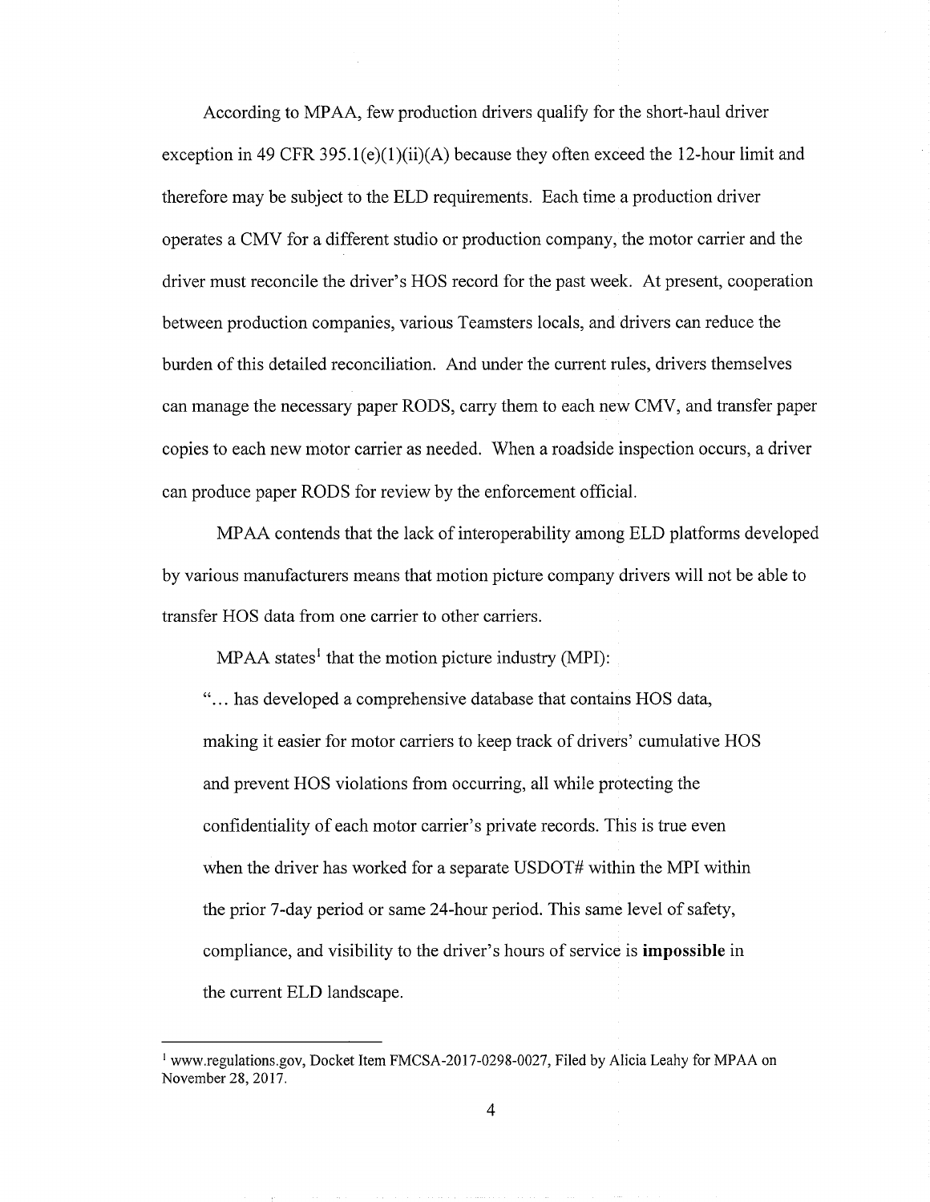According to MPAA, few production drivers qualify for the short-haul driver exception in 49 CFR 395.1(e)(1)(ii)(A) because they often exceed the 12-hour limit and therefore may be subject to the ELD requirements. Each time a production driver operates a CMV for a different studio or production company, the motor carrier and the driver must reconcile the driver's HOS record for the past week. At present, cooperation between production companies, various Teamsters locals, and drivers can reduce the burden of this detailed reconciliation. And under the current rules, drivers themselves can manage the necessary paper RODS, carry them to each new CMV, and transfer paper copies to each new motor carrier as needed. When a roadside inspection occurs, a driver can produce paper RODS for review by the enforcement official.

MPAA contends that the lack of interoperability among ELD platforms developed by various manufacturers means that motion picture company drivers will not be able to transfer HOS data from one carrier to other carriers.

MPAA states[1] that the motion picture industry (MPI):

> "… has developed a comprehensive database that contains HOS data, making it easier for motor carriers to keep track of drivers' cumulative HOS and prevent HOS violations from occurring, all while protecting the confidentiality of each motor carrier's private records. This is true even when the driver has worked for a separate USDOT# within the MPI within the prior 7-day period or same 24-hour period. This same level of safety, compliance, and visibility to the driver's hours of service is **impossible** in the current ELD landscape.

---

[1] www.regulations.gov, Docket Item FMCSA-2017-0298-0027, Filed by Alicia Leahy for MPAA on November 28, 2017.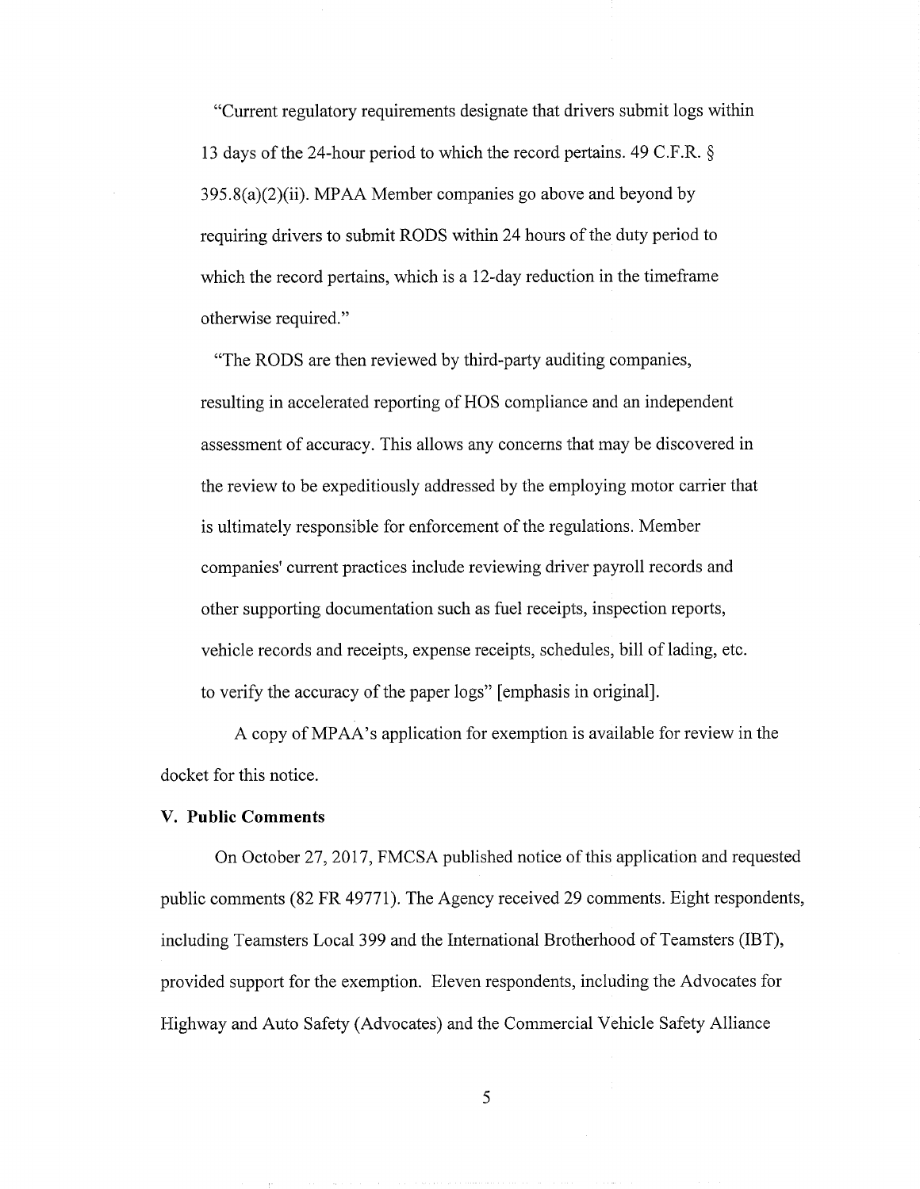"Current regulatory requirements designate that drivers submit logs within 13 days of the 24-hour period to which the record pertains. 49 C.F.R. § 395.8(a)(2)(ii). MPAA Member companies go above and beyond by requiring drivers to submit RODS within 24 hours of the duty period to which the record pertains, which is a 12-day reduction in the timeframe otherwise required."

"The RODS are then reviewed by third-party auditing companies, resulting in accelerated reporting of HOS compliance and an independent assessment of accuracy. This allows any concerns that may be discovered in the review to be expeditiously addressed by the employing motor carrier that is ultimately responsible for enforcement of the regulations. Member companies' current practices include reviewing driver payroll records and other supporting documentation such as fuel receipts, inspection reports, vehicle records and receipts, expense receipts, schedules, bill of lading, etc. to verify the accuracy of the paper logs" [emphasis in original].

A copy of MPAA's application for exemption is available for review in the docket for this notice.

## V. Public Comments

On October 27, 2017, FMCSA published notice of this application and requested public comments (82 FR 49771). The Agency received 29 comments. Eight respondents, including Teamsters Local 399 and the International Brotherhood of Teamsters (IBT), provided support for the exemption. Eleven respondents, including the Advocates for Highway and Auto Safety (Advocates) and the Commercial Vehicle Safety Alliance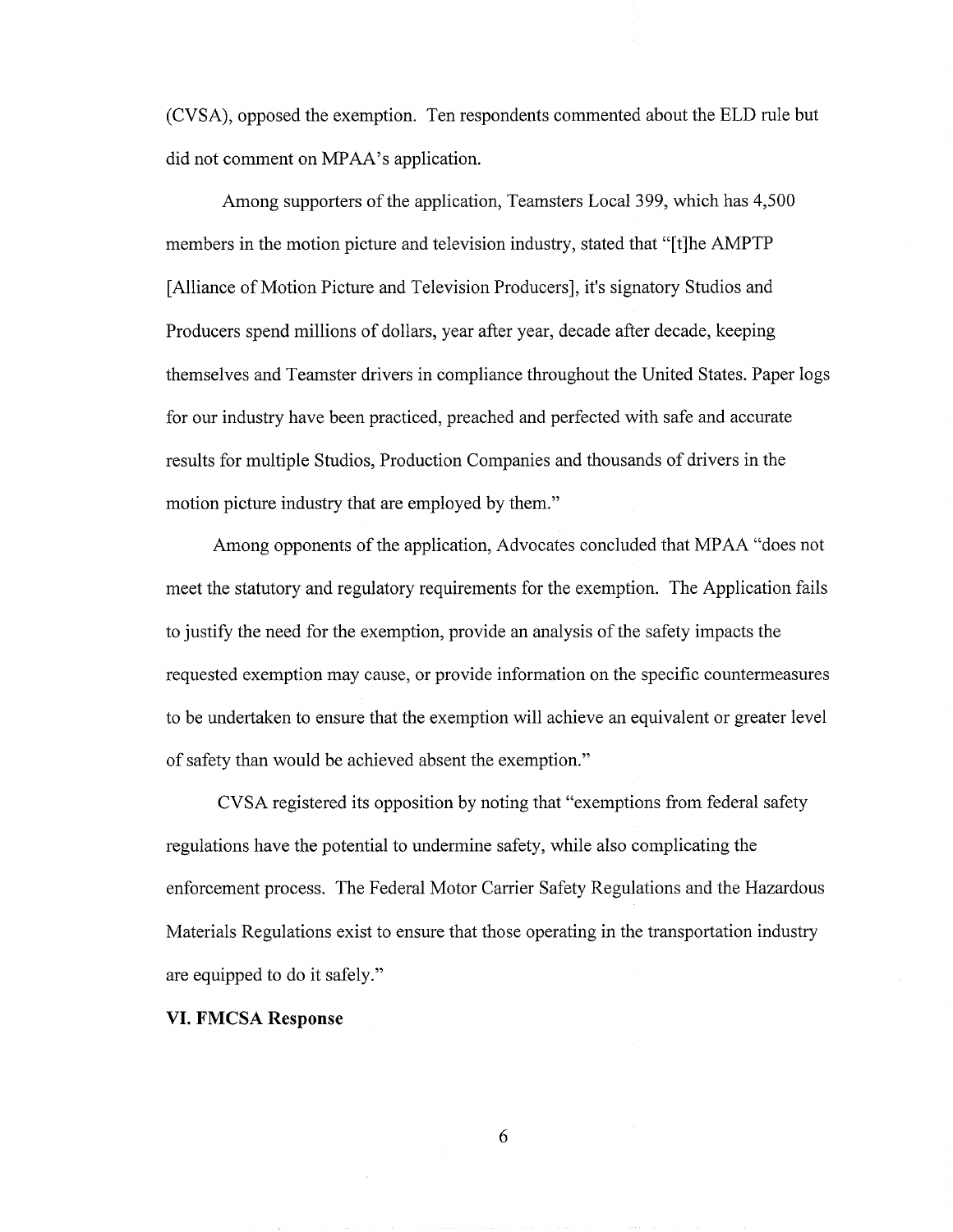(CVSA), opposed the exemption. Ten respondents commented about the ELD rule but did not comment on MPAA's application.

Among supporters of the application, Teamsters Local 399, which has 4,500 members in the motion picture and television industry, stated that "[t]he AMPTP [Alliance of Motion Picture and Television Producers], it's signatory Studios and Producers spend millions of dollars, year after year, decade after decade, keeping themselves and Teamster drivers in compliance throughout the United States. Paper logs for our industry have been practiced, preached and perfected with safe and accurate results for multiple Studios, Production Companies and thousands of drivers in the motion picture industry that are employed by them."

Among opponents of the application, Advocates concluded that MPAA "does not meet the statutory and regulatory requirements for the exemption. The Application fails to justify the need for the exemption, provide an analysis of the safety impacts the requested exemption may cause, or provide information on the specific countermeasures to be undertaken to ensure that the exemption will achieve an equivalent or greater level of safety than would be achieved absent the exemption."

CVSA registered its opposition by noting that "exemptions from federal safety regulations have the potential to undermine safety, while also complicating the enforcement process. The Federal Motor Carrier Safety Regulations and the Hazardous Materials Regulations exist to ensure that those operating in the transportation industry are equipped to do it safely."

## VI. FMCSA Response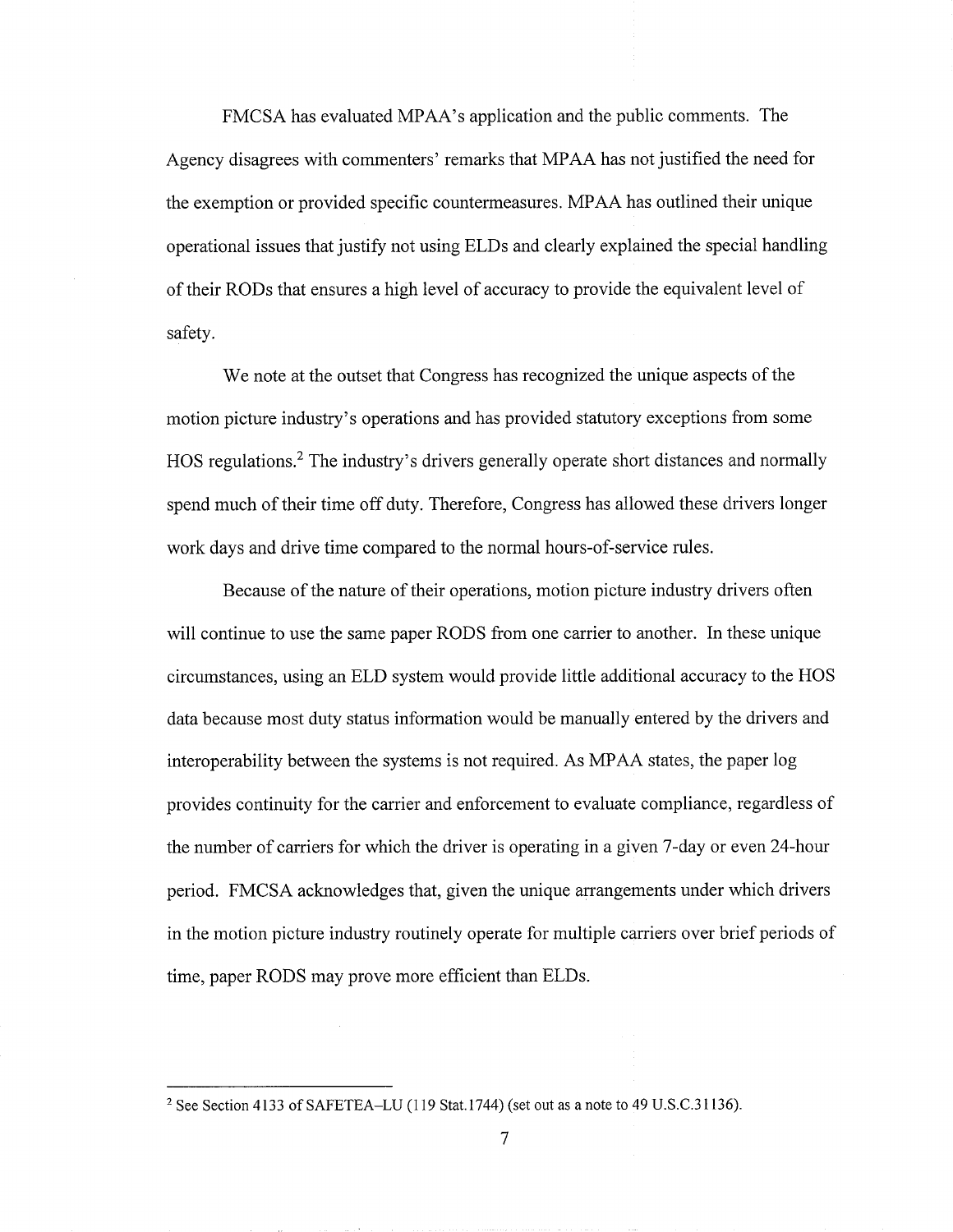FMCSA has evaluated MPAA's application and the public comments. The Agency disagrees with commenters' remarks that MPAA has not justified the need for the exemption or provided specific countermeasures. MPAA has outlined their unique operational issues that justify not using ELDs and clearly explained the special handling of their RODs that ensures a high level of accuracy to provide the equivalent level of safety.

We note at the outset that Congress has recognized the unique aspects of the motion picture industry's operations and has provided statutory exceptions from some HOS regulations.[2] The industry's drivers generally operate short distances and normally spend much of their time off duty. Therefore, Congress has allowed these drivers longer work days and drive time compared to the normal hours-of-service rules.

Because of the nature of their operations, motion picture industry drivers often will continue to use the same paper RODS from one carrier to another. In these unique circumstances, using an ELD system would provide little additional accuracy to the HOS data because most duty status information would be manually entered by the drivers and interoperability between the systems is not required. As MPAA states, the paper log provides continuity for the carrier and enforcement to evaluate compliance, regardless of the number of carriers for which the driver is operating in a given 7-day or even 24-hour period. FMCSA acknowledges that, given the unique arrangements under which drivers in the motion picture industry routinely operate for multiple carriers over brief periods of time, paper RODS may prove more efficient than ELDs.

---

[2] See Section 4133 of SAFETEA–LU (119 Stat.1744) (set out as a note to 49 U.S.C.31136).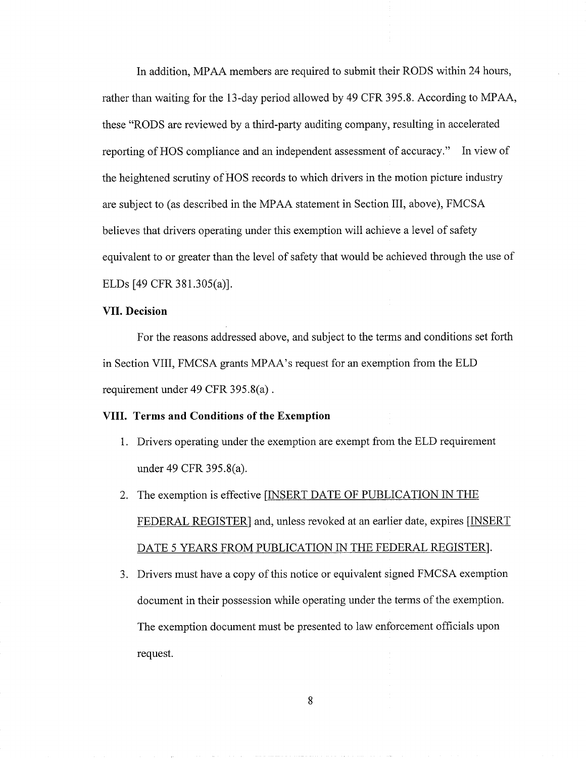In addition, MPAA members are required to submit their RODS within 24 hours, rather than waiting for the 13-day period allowed by 49 CFR 395.8. According to MPAA, these "RODS are reviewed by a third-party auditing company, resulting in accelerated reporting of HOS compliance and an independent assessment of accuracy." In view of the heightened scrutiny of HOS records to which drivers in the motion picture industry are subject to (as described in the MPAA statement in Section III, above), FMCSA believes that drivers operating under this exemption will achieve a level of safety equivalent to or greater than the level of safety that would be achieved through the use of ELDs [49 CFR 381.305(a)].

### VII. Decision

For the reasons addressed above, and subject to the terms and conditions set forth in Section VIII, FMCSA grants MPAA's request for an exemption from the ELD requirement under 49 CFR 395.8(a) .

### VIII. Terms and Conditions of the Exemption

1. Drivers operating under the exemption are exempt from the ELD requirement under 49 CFR 395.8(a).
2. The exemption is effective [INSERT DATE OF PUBLICATION IN THE FEDERAL REGISTER] and, unless revoked at an earlier date, expires [INSERT DATE 5 YEARS FROM PUBLICATION IN THE FEDERAL REGISTER].
3. Drivers must have a copy of this notice or equivalent signed FMCSA exemption document in their possession while operating under the terms of the exemption. The exemption document must be presented to law enforcement officials upon request.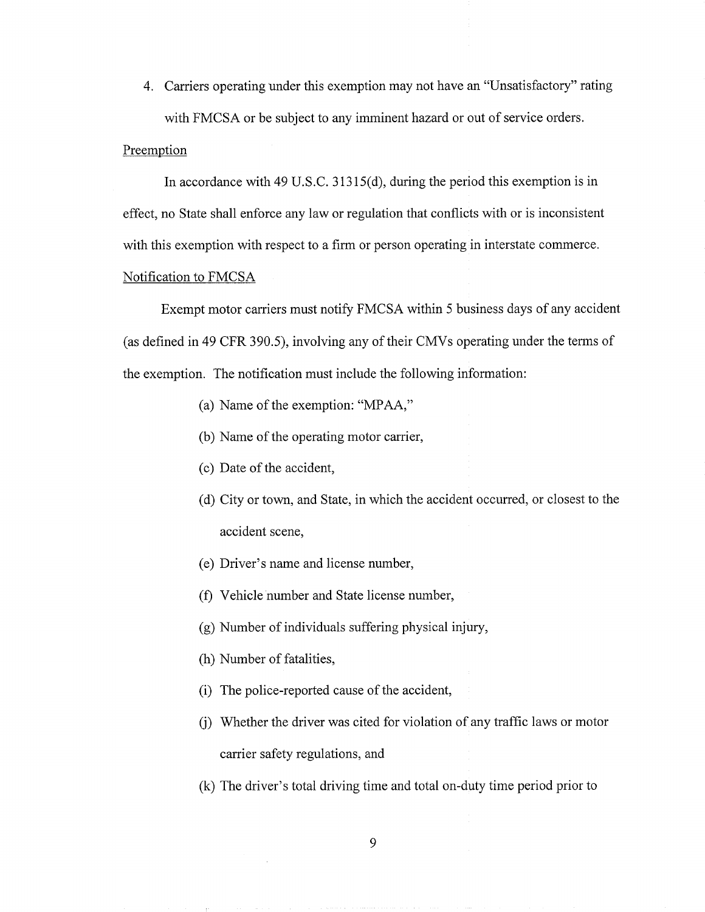4. Carriers operating under this exemption may not have an "Unsatisfactory" rating with FMCSA or be subject to any imminent hazard or out of service orders.

Preemption

In accordance with 49 U.S.C. 31315(d), during the period this exemption is in effect, no State shall enforce any law or regulation that conflicts with or is inconsistent with this exemption with respect to a firm or person operating in interstate commerce.

Notification to FMCSA

Exempt motor carriers must notify FMCSA within 5 business days of any accident (as defined in 49 CFR 390.5), involving any of their CMVs operating under the terms of the exemption. The notification must include the following information:

(a) Name of the exemption: "MPAA,"

(b) Name of the operating motor carrier,

(c) Date of the accident,

(d) City or town, and State, in which the accident occurred, or closest to the accident scene,

(e) Driver's name and license number,

(f) Vehicle number and State license number,

(g) Number of individuals suffering physical injury,

(h) Number of fatalities,

(i) The police-reported cause of the accident,

(j) Whether the driver was cited for violation of any traffic laws or motor carrier safety regulations, and

(k) The driver's total driving time and total on-duty time period prior to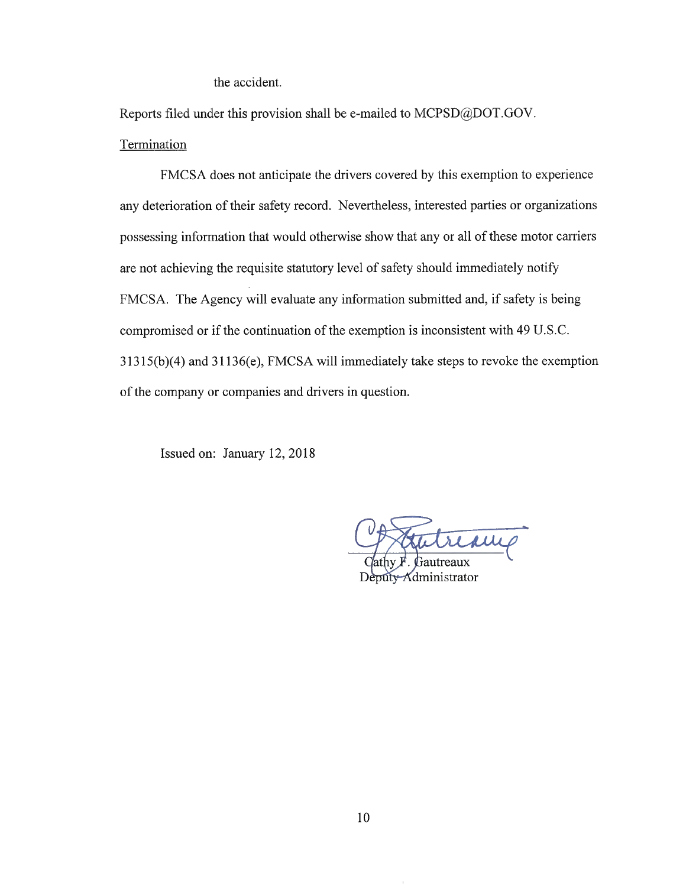the accident.

Reports filed under this provision shall be e-mailed to MCPSD@DOT.GOV.

Termination

FMCSA does not anticipate the drivers covered by this exemption to experience any deterioration of their safety record. Nevertheless, interested parties or organizations possessing information that would otherwise show that any or all of these motor carriers are not achieving the requisite statutory level of safety should immediately notify FMCSA. The Agency will evaluate any information submitted and, if safety is being compromised or if the continuation of the exemption is inconsistent with 49 U.S.C. 31315(b)(4) and 31136(e), FMCSA will immediately take steps to revoke the exemption of the company or companies and drivers in question.

Issued on: January 12, 2018

Cathy F. Gautreaux
Deputy Administrator